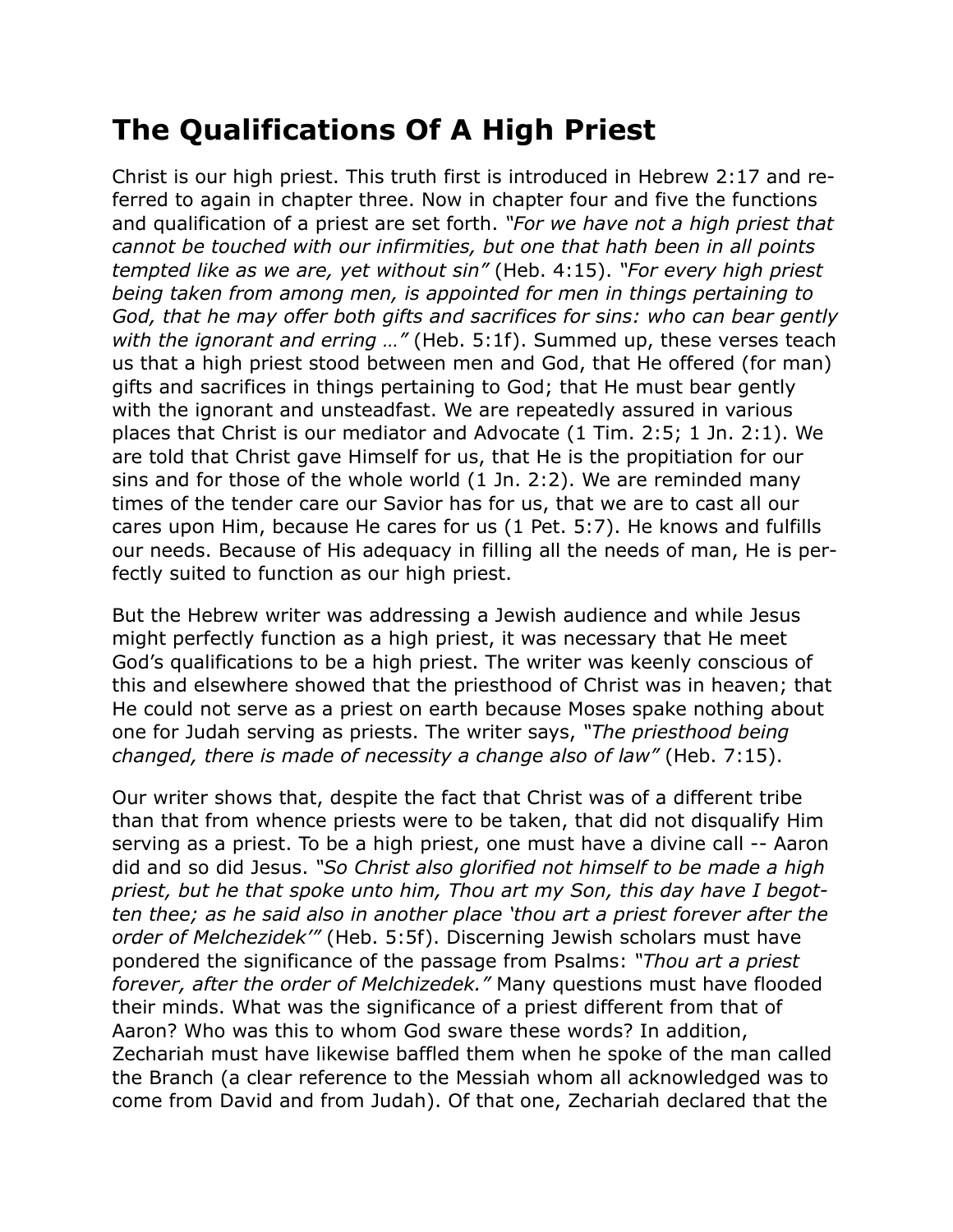# The Qualifications Of A High Priest

Christ is our high priest. This truth first is introduced in Hebrew 2:17 and referred to again in chapter three. Now in chapter four and five the functions and qualification of a priest are set forth. *"For we have not a high priest that cannot be touched with our infirmities, but one that hath been in all points tempted like as we are, yet without sin"* (Heb. 4:15). *"For every high priest being taken from among men, is appointed for men in things pertaining to God, that he may offer both gifts and sacrifices for sins: who can bear gently with the ignorant and erring …"* (Heb. 5:1f). Summed up, these verses teach us that a high priest stood between men and God, that He offered (for man) gifts and sacrifices in things pertaining to God; that He must bear gently with the ignorant and unsteadfast. We are repeatedly assured in various places that Christ is our mediator and Advocate (1 Tim. 2:5; 1 Jn. 2:1). We are told that Christ gave Himself for us, that He is the propitiation for our sins and for those of the whole world (1 Jn. 2:2). We are reminded many times of the tender care our Savior has for us, that we are to cast all our cares upon Him, because He cares for us (1 Pet. 5:7). He knows and fulfills our needs. Because of His adequacy in filling all the needs of man, He is perfectly suited to function as our high priest.

But the Hebrew writer was addressing a Jewish audience and while Jesus might perfectly function as a high priest, it was necessary that He meet God's qualifications to be a high priest. The writer was keenly conscious of this and elsewhere showed that the priesthood of Christ was in heaven; that He could not serve as a priest on earth because Moses spake nothing about one for Judah serving as priests. The writer says, *"The priesthood being changed, there is made of necessity a change also of law"* (Heb. 7:15).

Our writer shows that, despite the fact that Christ was of a different tribe than that from whence priests were to be taken, that did not disqualify Him serving as a priest. To be a high priest, one must have a divine call -- Aaron did and so did Jesus. *"So Christ also glorified not himself to be made a high priest, but he that spoke unto him, Thou art my Son, this day have I begotten thee; as he said also in another place 'thou art a priest forever after the order of Melchezidek'"* (Heb. 5:5f). Discerning Jewish scholars must have pondered the significance of the passage from Psalms: *"Thou art a priest forever, after the order of Melchizedek."* Many questions must have flooded their minds. What was the significance of a priest different from that of Aaron? Who was this to whom God sware these words? In addition, Zechariah must have likewise baffled them when he spoke of the man called the Branch (a clear reference to the Messiah whom all acknowledged was to come from David and from Judah). Of that one, Zechariah declared that the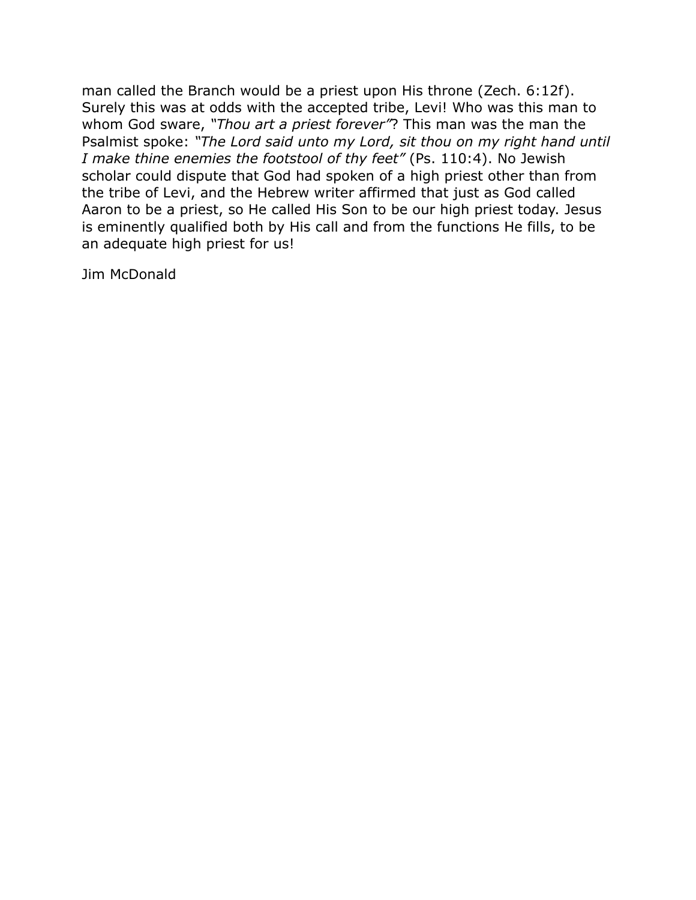man called the Branch would be a priest upon His throne (Zech. 6:12f). Surely this was at odds with the accepted tribe, Levi! Who was this man to whom God sware, *"Thou art a priest forever"*? This man was the man the Psalmist spoke: *"The Lord said unto my Lord, sit thou on my right hand until I make thine enemies the footstool of thy feet"* (Ps. 110:4). No Jewish scholar could dispute that God had spoken of a high priest other than from the tribe of Levi, and the Hebrew writer affirmed that just as God called Aaron to be a priest, so He called His Son to be our high priest today. Jesus is eminently qualified both by His call and from the functions He fills, to be an adequate high priest for us!

Jim McDonald